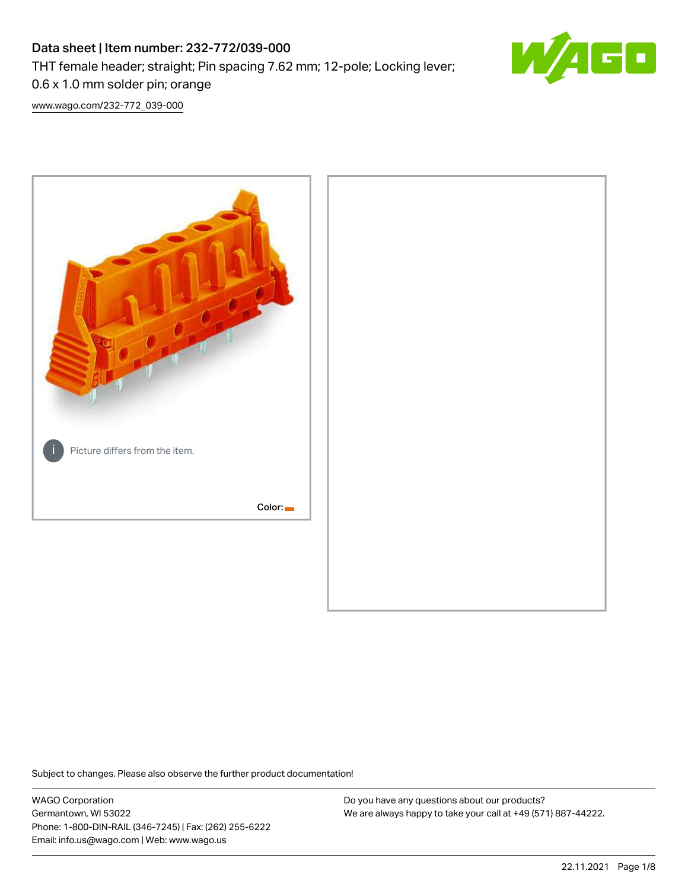# Data sheet | Item number: 232-772/039-000

THT female header; straight; Pin spacing 7.62 mm; 12-pole; Locking lever; 0.6 x 1.0 mm solder pin; orange

www.wago.com/232-772_039-000

Picture differs from the item.

Color:

Subject to changes. Please also observe the further product documentation!

WAGO Corporation
Germantown, WI 53022
Phone: 1-800-DIN-RAIL (346-7245) | Fax: (262) 255-6222
Email: info.us@wago.com | Web: www.wago.us

Do you have any questions about our products?
We are always happy to take your call at +49 (571) 887-44222.

22.11.2021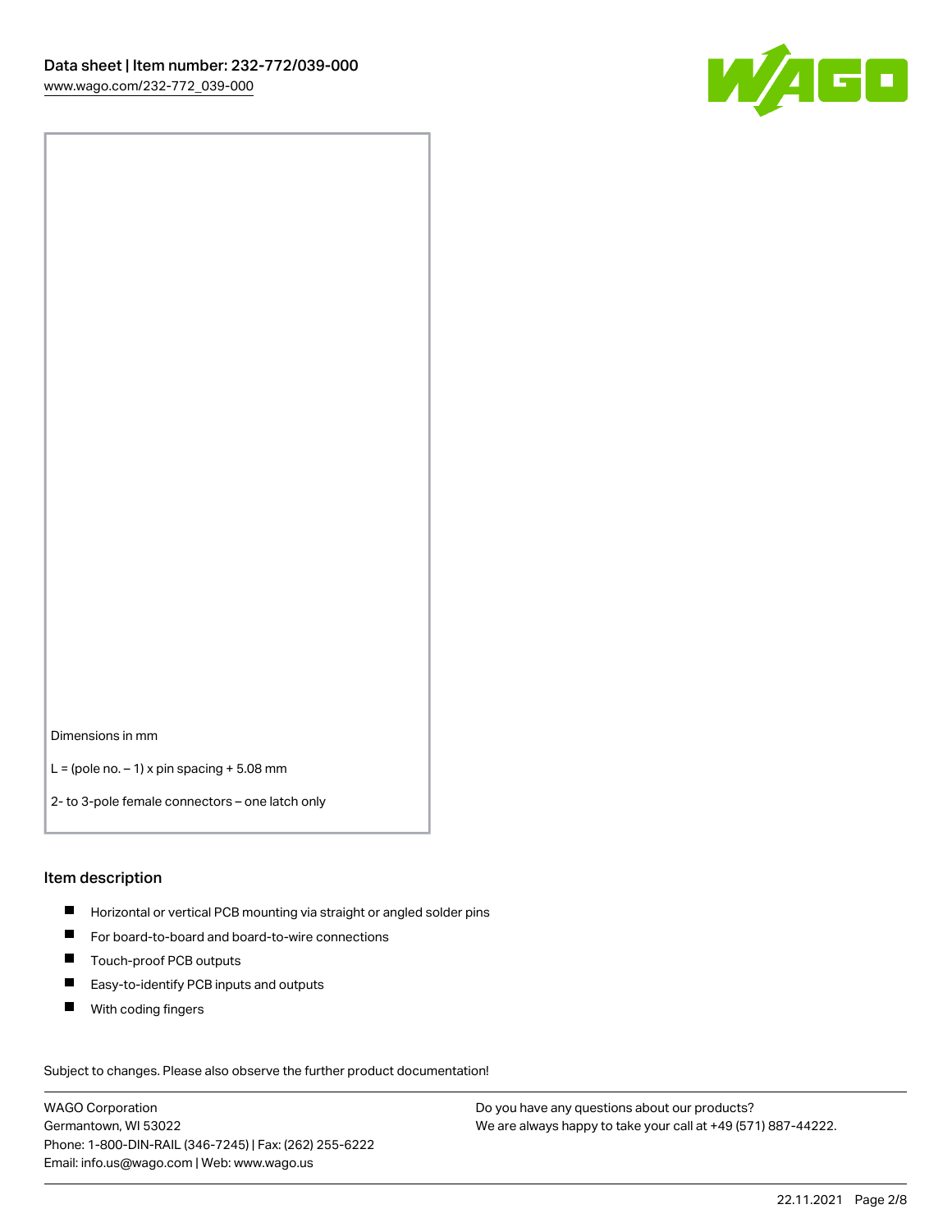Dimensions in mm

L = (pole no. − 1) x pin spacing + 5.08 mm

2- to 3-pole female connectors – one latch only

## Item description

- Horizontal or vertical PCB mounting via straight or angled solder pins
- For board-to-board and board-to-wire connections
- Touch-proof PCB outputs
- Easy-to-identify PCB inputs and outputs
- With coding fingers

Subject to changes. Please also observe the further product documentation!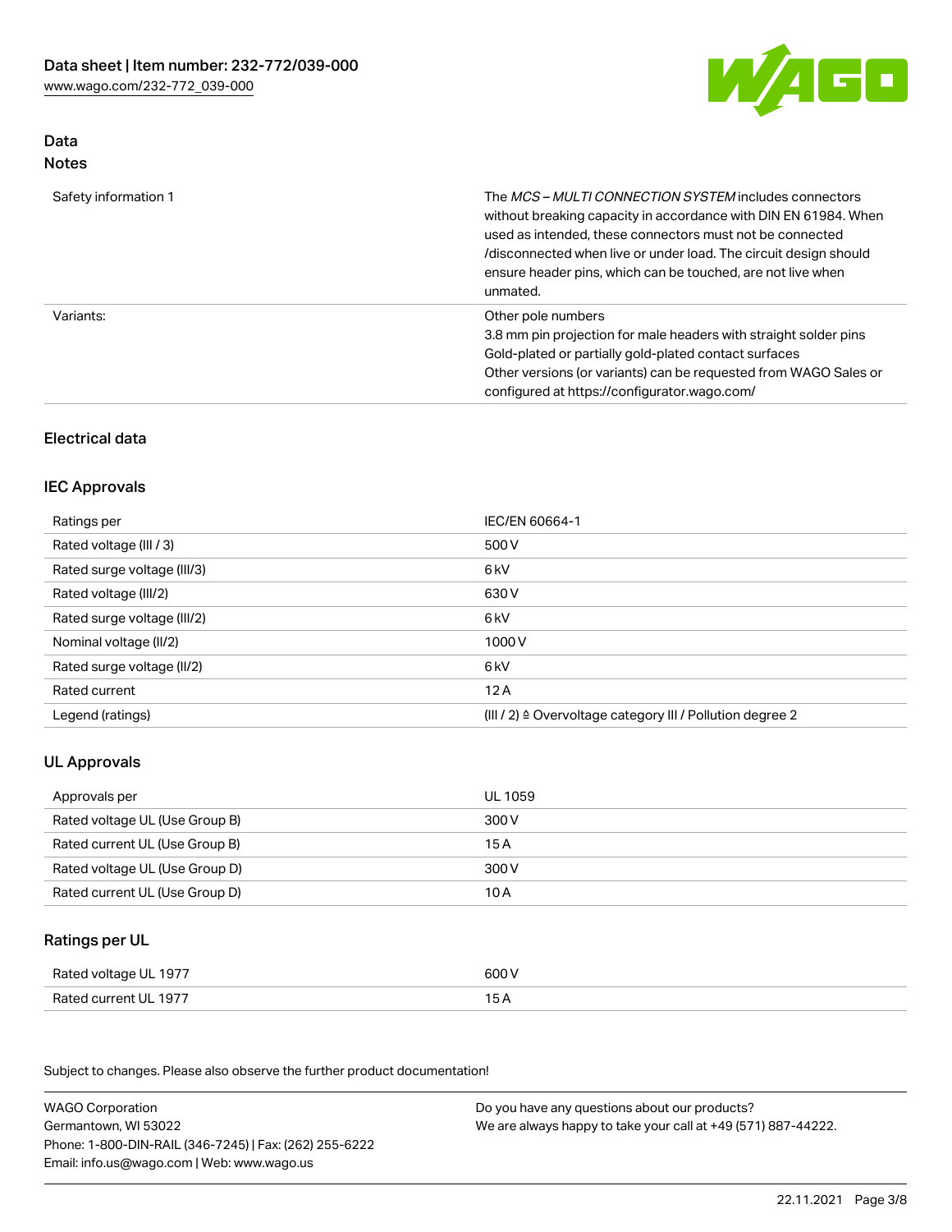# Data sheet | Item number: 232-772/039-000

www.wago.com/232-772_039-000

## Data

### Notes

| | |
|---|---|
| Safety information 1 | The *MCS – MULTI CONNECTION SYSTEM* includes connectors without breaking capacity in accordance with DIN EN 61984. When used as intended, these connectors must not be connected /disconnected when live or under load. The circuit design should ensure header pins, which can be touched, are not live when unmated. |
| Variants: | Other pole numbers<br>3.8 mm pin projection for male headers with straight solder pins<br>Gold-plated or partially gold-plated contact surfaces<br>Other versions (or variants) can be requested from WAGO Sales or configured at https://configurator.wago.com/ |

## Electrical data

### IEC Approvals

| | |
|---|---|
| Ratings per | IEC/EN 60664-1 |
| Rated voltage (III / 3) | 500 V |
| Rated surge voltage (III/3) | 6 kV |
| Rated voltage (III/2) | 630 V |
| Rated surge voltage (III/2) | 6 kV |
| Nominal voltage (II/2) | 1000 V |
| Rated surge voltage (II/2) | 6 kV |
| Rated current | 12 A |
| Legend (ratings) | (III / 2) ≙ Overvoltage category III / Pollution degree 2 |

### UL Approvals

| | |
|---|---|
| Approvals per | UL 1059 |
| Rated voltage UL (Use Group B) | 300 V |
| Rated current UL (Use Group B) | 15 A |
| Rated voltage UL (Use Group D) | 300 V |
| Rated current UL (Use Group D) | 10 A |

### Ratings per UL

| | |
|---|---|
| Rated voltage UL 1977 | 600 V |
| Rated current UL 1977 | 15 A |

Subject to changes. Please also observe the further product documentation!

WAGO Corporation
Germantown, WI 53022
Phone: 1-800-DIN-RAIL (346-7245) | Fax: (262) 255-6222
Email: info.us@wago.com | Web: www.wago.us

Do you have any questions about our products?
We are always happy to take your call at +49 (571) 887-44222.

22.11.2021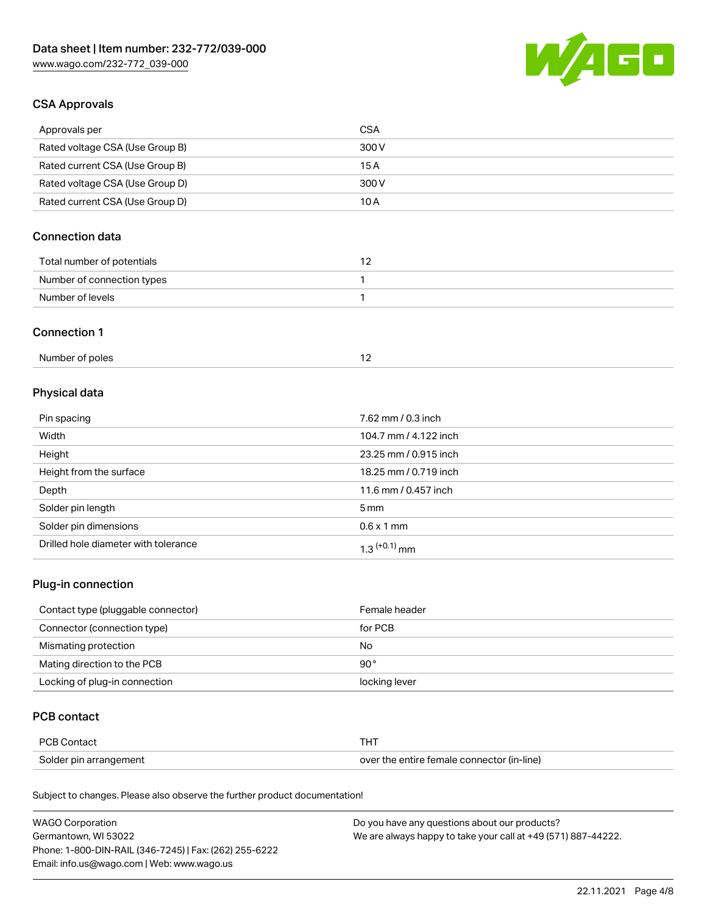## CSA Approvals

| | |
|---|---|
| Approvals per | CSA |
| Rated voltage CSA (Use Group B) | 300 V |
| Rated current CSA (Use Group B) | 15 A |
| Rated voltage CSA (Use Group D) | 300 V |
| Rated current CSA (Use Group D) | 10 A |

## Connection data

| | |
|---|---|
| Total number of potentials | 12 |
| Number of connection types | 1 |
| Number of levels | 1 |

## Connection 1

| | |
|---|---|
| Number of poles | 12 |

## Physical data

| | |
|---|---|
| Pin spacing | 7.62 mm / 0.3 inch |
| Width | 104.7 mm / 4.122 inch |
| Height | 23.25 mm / 0.915 inch |
| Height from the surface | 18.25 mm / 0.719 inch |
| Depth | 11.6 mm / 0.457 inch |
| Solder pin length | 5 mm |
| Solder pin dimensions | 0.6 x 1 mm |
| Drilled hole diameter with tolerance | $1.3^{(+0.1)}$ mm |

## Plug-in connection

| | |
|---|---|
| Contact type (pluggable connector) | Female header |
| Connector (connection type) | for PCB |
| Mismating protection | No |
| Mating direction to the PCB | 90° |
| Locking of plug-in connection | locking lever |

## PCB contact

| | |
|---|---|
| PCB Contact | THT |
| Solder pin arrangement | over the entire female connector (in-line) |

Subject to changes. Please also observe the further product documentation!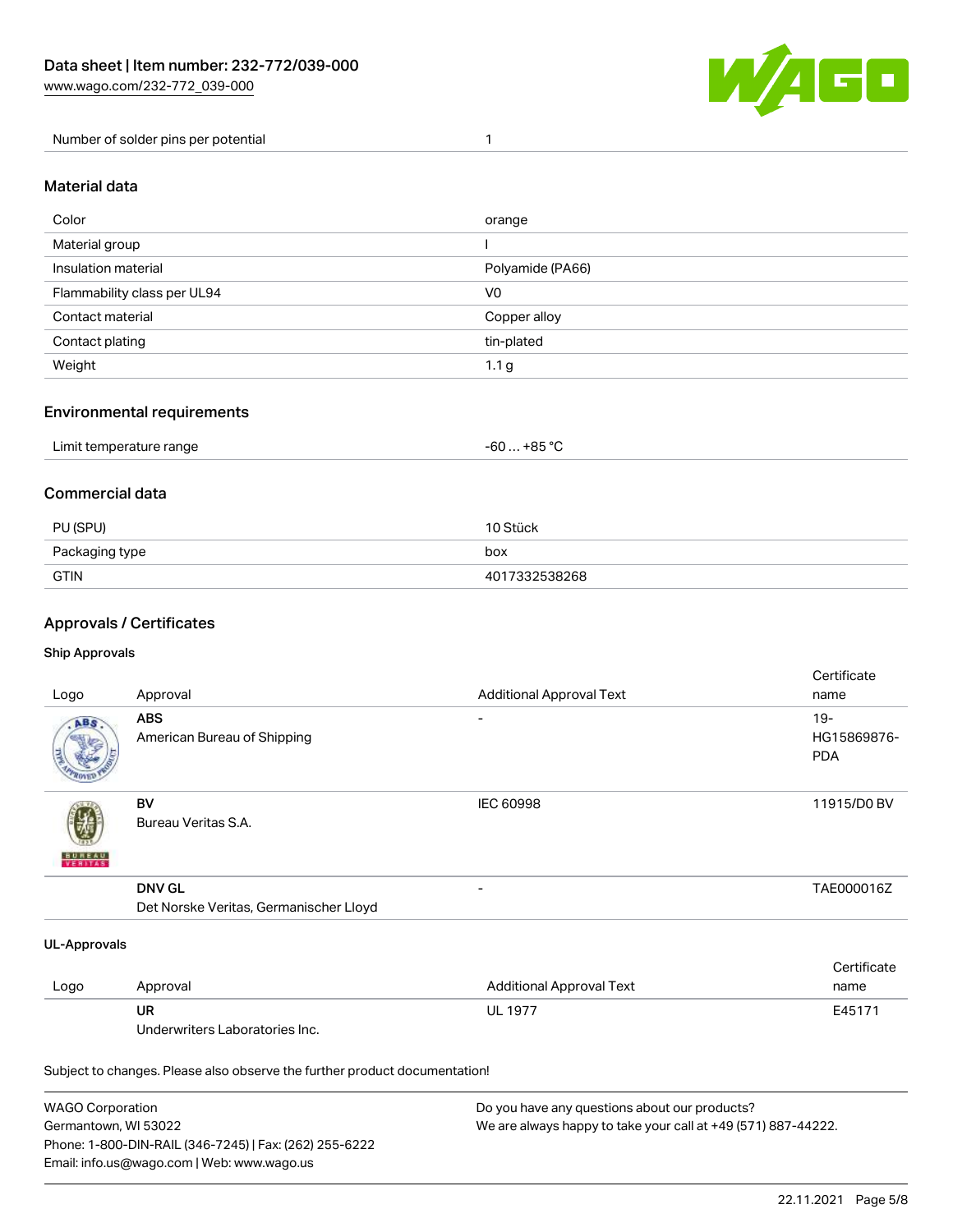| | |
|---|---|
| Number of solder pins per potential | 1 |

## Material data

| | |
|---|---|
| Color | orange |
| Material group | I |
| Insulation material | Polyamide (PA66) |
| Flammability class per UL94 | V0 |
| Contact material | Copper alloy |
| Contact plating | tin-plated |
| Weight | 1.1 g |

## Environmental requirements

| | |
|---|---|
| Limit temperature range | -60 … +85 °C |

## Commercial data

| | |
|---|---|
| PU (SPU) | 10 Stück |
| Packaging type | box |
| GTIN | 4017332538268 |

## Approvals / Certificates

### Ship Approvals

| Logo | Approval | Additional Approval Text | Certificate name |
|---|---|---|---|
| | **ABS**<br>American Bureau of Shipping | - | 19-HG15869876-PDA |
| | **BV**<br>Bureau Veritas S.A. | IEC 60998 | 11915/D0 BV |
| | **DNV GL**<br>Det Norske Veritas, Germanischer Lloyd | - | TAE000016Z |

### UL-Approvals

| Logo | Approval | Additional Approval Text | Certificate name |
|---|---|---|---|
| | **UR**<br>Underwriters Laboratories Inc. | UL 1977 | E45171 |

Subject to changes. Please also observe the further product documentation!

WAGO Corporation
Germantown, WI 53022
Phone: 1-800-DIN-RAIL (346-7245) | Fax: (262) 255-6222
Email: info.us@wago.com | Web: www.wago.us

Do you have any questions about our products?
We are always happy to take your call at +49 (571) 887-44222.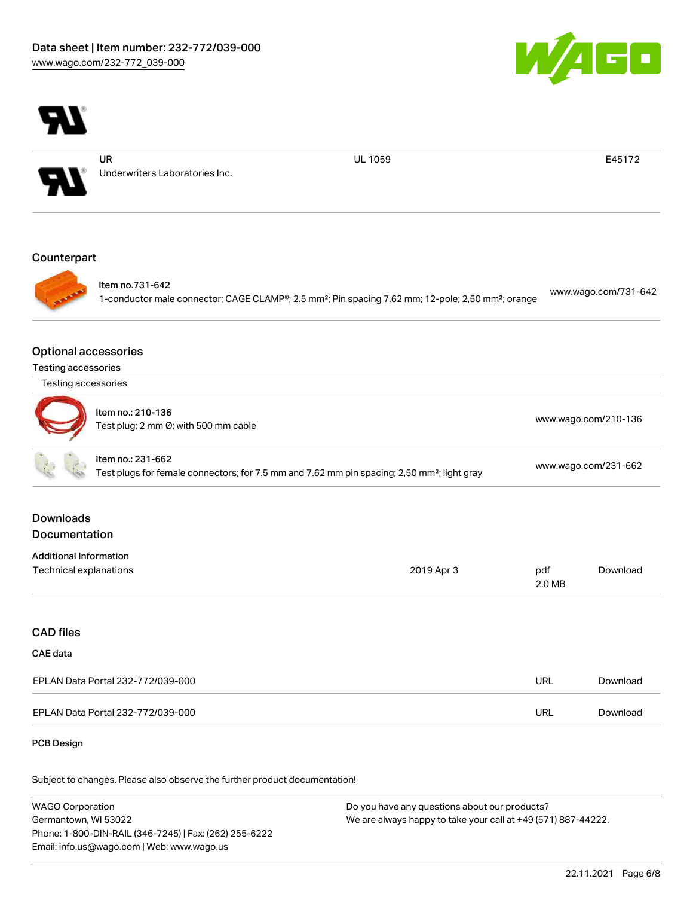| | | | |
|---|---|---|---|
| | UR<br>Underwriters Laboratories Inc. | UL 1059 | E45172 |

## Counterpart

| | | |
|---|---|---|
| | Item no.731-642<br>1-conductor male connector; CAGE CLAMP®; 2.5 mm²; Pin spacing 7.62 mm; 12-pole; 2,50 mm²; orange | www.wago.com/731-642 |

## Optional accessories

### Testing accessories

| Testing accessories | | |
|---|---|---|
| | Item no.: 210-136<br>Test plug; 2 mm Ø; with 500 mm cable | www.wago.com/210-136 |
| | Item no.: 231-662<br>Test plugs for female connectors; for 7.5 mm and 7.62 mm pin spacing; 2,50 mm²; light gray | www.wago.com/231-662 |

## Downloads

## Documentation

### Additional Information

| | | | |
|---|---|---|---|
| Technical explanations | 2019 Apr 3 | pdf<br>2.0 MB | Download |

## CAD files

### CAE data

| | | |
|---|---|---|
| EPLAN Data Portal 232-772/039-000 | URL | Download |
| EPLAN Data Portal 232-772/039-000 | URL | Download |

### PCB Design

Subject to changes. Please also observe the further product documentation!

WAGO Corporation
Germantown, WI 53022
Phone: 1-800-DIN-RAIL (346-7245) | Fax: (262) 255-6222
Email: info.us@wago.com | Web: www.wago.us

Do you have any questions about our products?
We are always happy to take your call at +49 (571) 887-44222.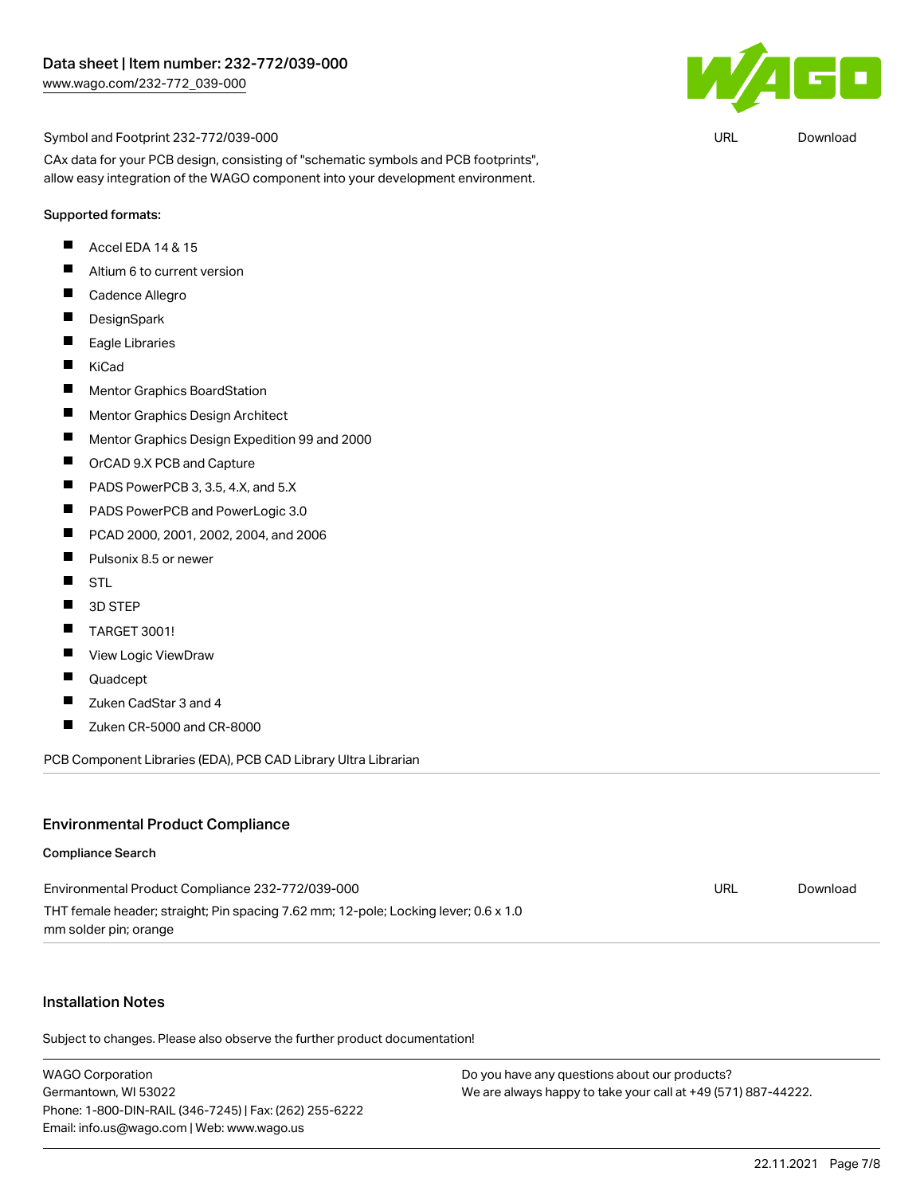Symbol and Footprint 232-772/039-000 | URL | Download

CAx data for your PCB design, consisting of "schematic symbols and PCB footprints", allow easy integration of the WAGO component into your development environment.

Supported formats:

- Accel EDA 14 & 15
- Altium 6 to current version
- Cadence Allegro
- DesignSpark
- Eagle Libraries
- KiCad
- Mentor Graphics BoardStation
- Mentor Graphics Design Architect
- Mentor Graphics Design Expedition 99 and 2000
- OrCAD 9.X PCB and Capture
- PADS PowerPCB 3, 3.5, 4.X, and 5.X
- PADS PowerPCB and PowerLogic 3.0
- PCAD 2000, 2001, 2002, 2004, and 2006
- Pulsonix 8.5 or newer
- STL
- 3D STEP
- TARGET 3001!
- View Logic ViewDraw
- Quadcept
- Zuken CadStar 3 and 4
- Zuken CR-5000 and CR-8000

PCB Component Libraries (EDA), PCB CAD Library Ultra Librarian

## Environmental Product Compliance

### Compliance Search

Environmental Product Compliance 232-772/039-000 | URL | Download

THT female header; straight; Pin spacing 7.62 mm; 12-pole; Locking lever; 0.6 x 1.0 mm solder pin; orange

## Installation Notes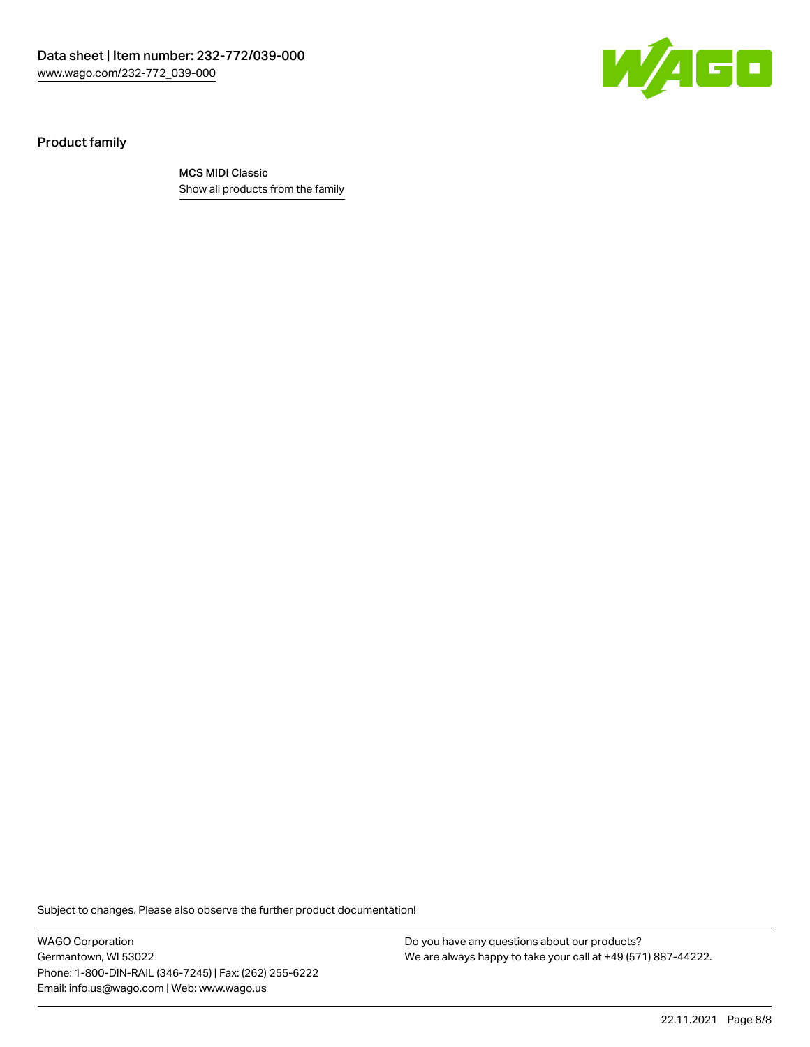## Product family

**MCS MIDI Classic**
Show all products from the family

Subject to changes. Please also observe the further product documentation!

WAGO Corporation
Germantown, WI 53022
Phone: 1-800-DIN-RAIL (346-7245) | Fax: (262) 255-6222
Email: info.us@wago.com | Web: www.wago.us

Do you have any questions about our products?
We are always happy to take your call at +49 (571) 887-44222.